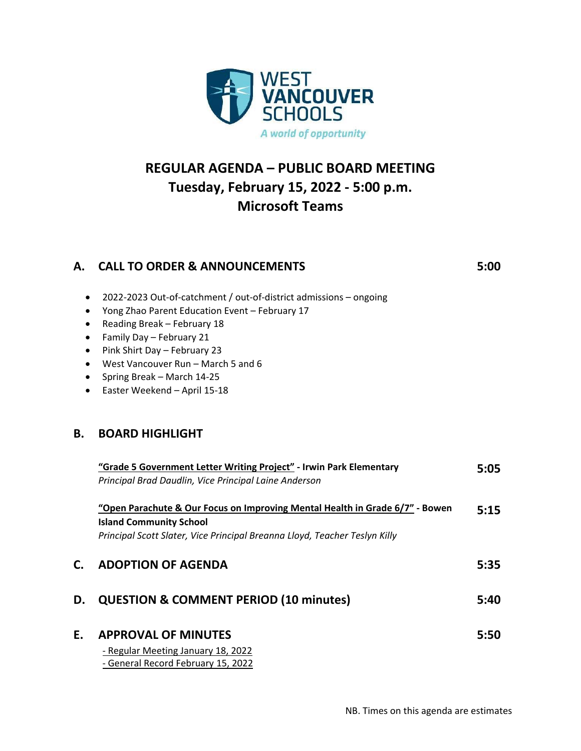WEST VANCOUVER SCHOOLS

*A world of opportunity*

# REGULAR AGENDA – PUBLIC BOARD MEETING
## Tuesday, February 15, 2022 - 5:00 p.m.
## Microsoft Teams

## A. CALL TO ORDER & ANNOUNCEMENTS — 5:00

- 2022-2023 Out-of-catchment / out-of-district admissions – ongoing
- Yong Zhao Parent Education Event – February 17
- Reading Break – February 18
- Family Day – February 21
- Pink Shirt Day – February 23
- West Vancouver Run – March 5 and 6
- Spring Break – March 14-25
- Easter Weekend – April 15-18

## B. BOARD HIGHLIGHT

**"Grade 5 Government Letter Writing Project" - Irwin Park Elementary** — 5:05
*Principal Brad Daudlin, Vice Principal Laine Anderson*

**"Open Parachute & Our Focus on Improving Mental Health in Grade 6/7" - Bowen Island Community School** — 5:15
*Principal Scott Slater, Vice Principal Breanna Lloyd, Teacher Teslyn Killy*

## C. ADOPTION OF AGENDA — 5:35

## D. QUESTION & COMMENT PERIOD (10 minutes) — 5:40

## E. APPROVAL OF MINUTES — 5:50

- Regular Meeting January 18, 2022
- General Record February 15, 2022

NB. Times on this agenda are estimates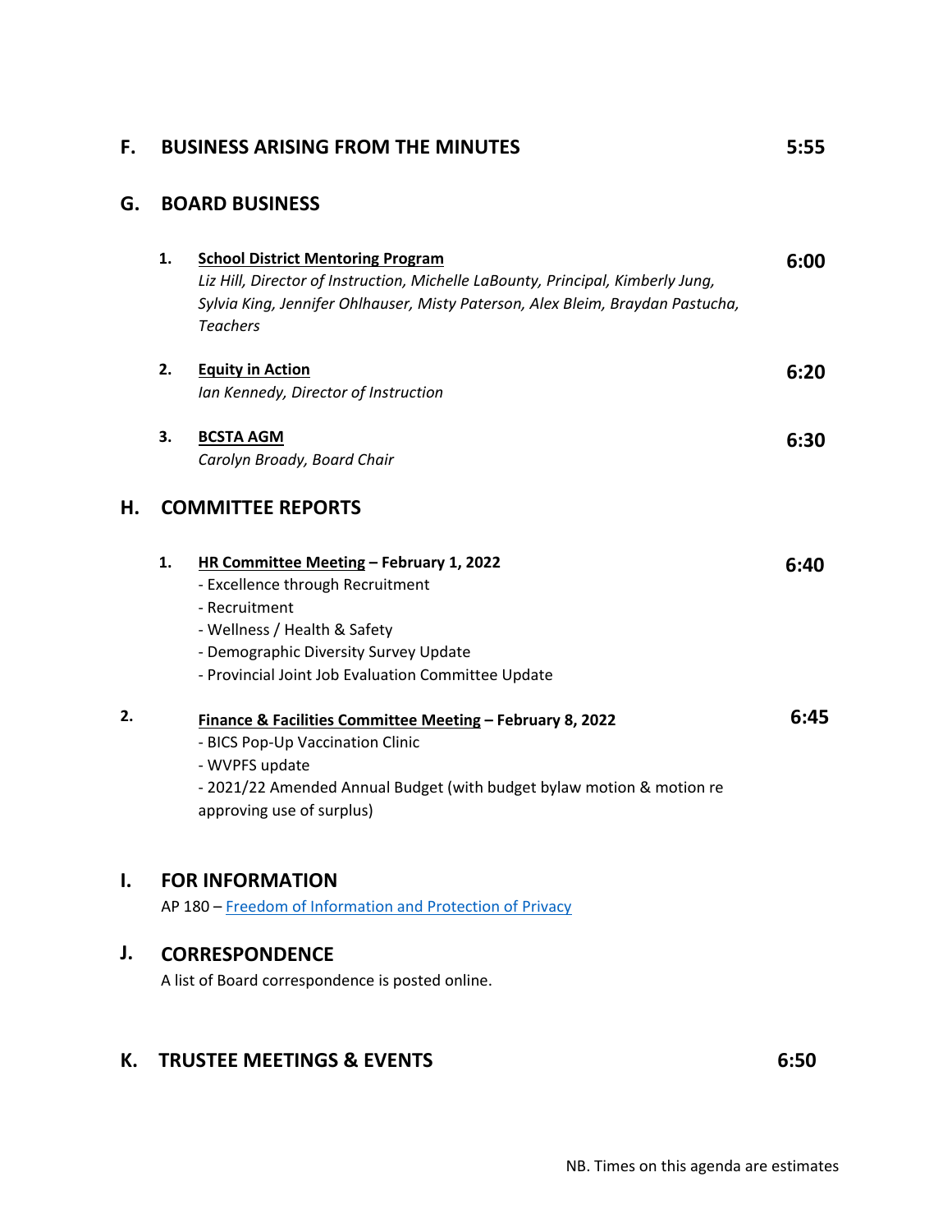## F. BUSINESS ARISING FROM THE MINUTES 5:55

## G. BOARD BUSINESS

1. **School District Mentoring Program** 6:00
   *Liz Hill, Director of Instruction, Michelle LaBounty, Principal, Kimberly Jung, Sylvia King, Jennifer Ohlhauser, Misty Paterson, Alex Bleim, Braydan Pastucha, Teachers*

2. **Equity in Action** 6:20
   *Ian Kennedy, Director of Instruction*

3. **BCSTA AGM** 6:30
   *Carolyn Broady, Board Chair*

## H. COMMITTEE REPORTS

1. **HR Committee Meeting – February 1, 2022** 6:40
   - Excellence through Recruitment
   - Recruitment
   - Wellness / Health & Safety
   - Demographic Diversity Survey Update
   - Provincial Joint Job Evaluation Committee Update

2. **Finance & Facilities Committee Meeting – February 8, 2022** 6:45
   - BICS Pop-Up Vaccination Clinic
   - WVPFS update
   - 2021/22 Amended Annual Budget (with budget bylaw motion & motion re approving use of surplus)

## I. FOR INFORMATION

AP 180 – Freedom of Information and Protection of Privacy

## J. CORRESPONDENCE

A list of Board correspondence is posted online.

## K. TRUSTEE MEETINGS & EVENTS 6:50

NB. Times on this agenda are estimates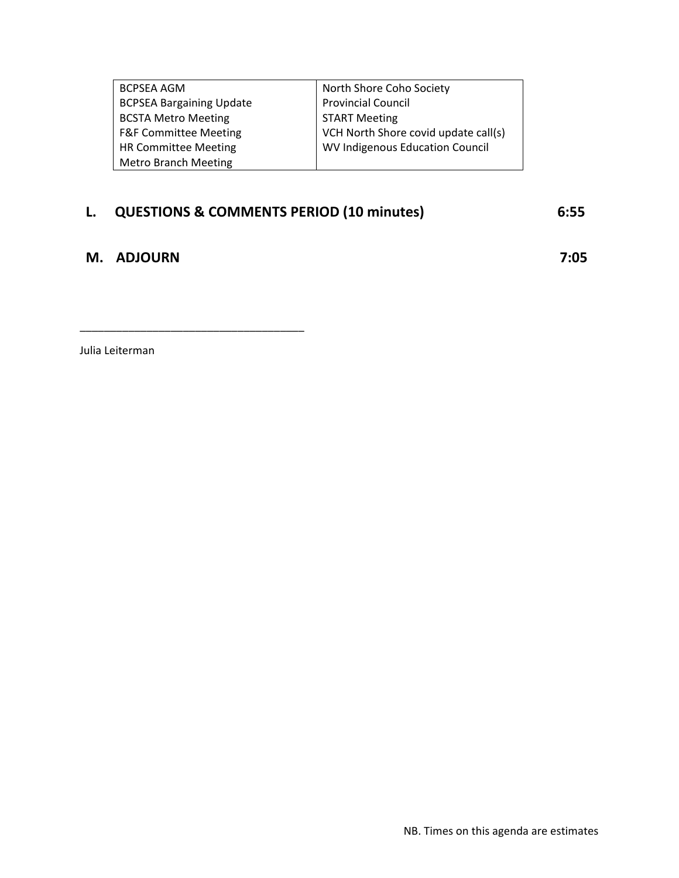| | |
|---|---|
| BCPSEA AGM | North Shore Coho Society |
| BCPSEA Bargaining Update | Provincial Council |
| BCSTA Metro Meeting | START Meeting |
| F&F Committee Meeting | VCH North Shore covid update call(s) |
| HR Committee Meeting | WV Indigenous Education Council |
| Metro Branch Meeting | |

## L. QUESTIONS & COMMENTS PERIOD (10 minutes) 6:55

## M. ADJOURN 7:05

\_\_\_\_\_\_\_\_\_\_\_\_\_\_\_\_\_\_\_\_\_\_\_\_\_\_\_\_\_\_\_\_\_\_\_\_

Julia Leiterman

NB. Times on this agenda are estimates